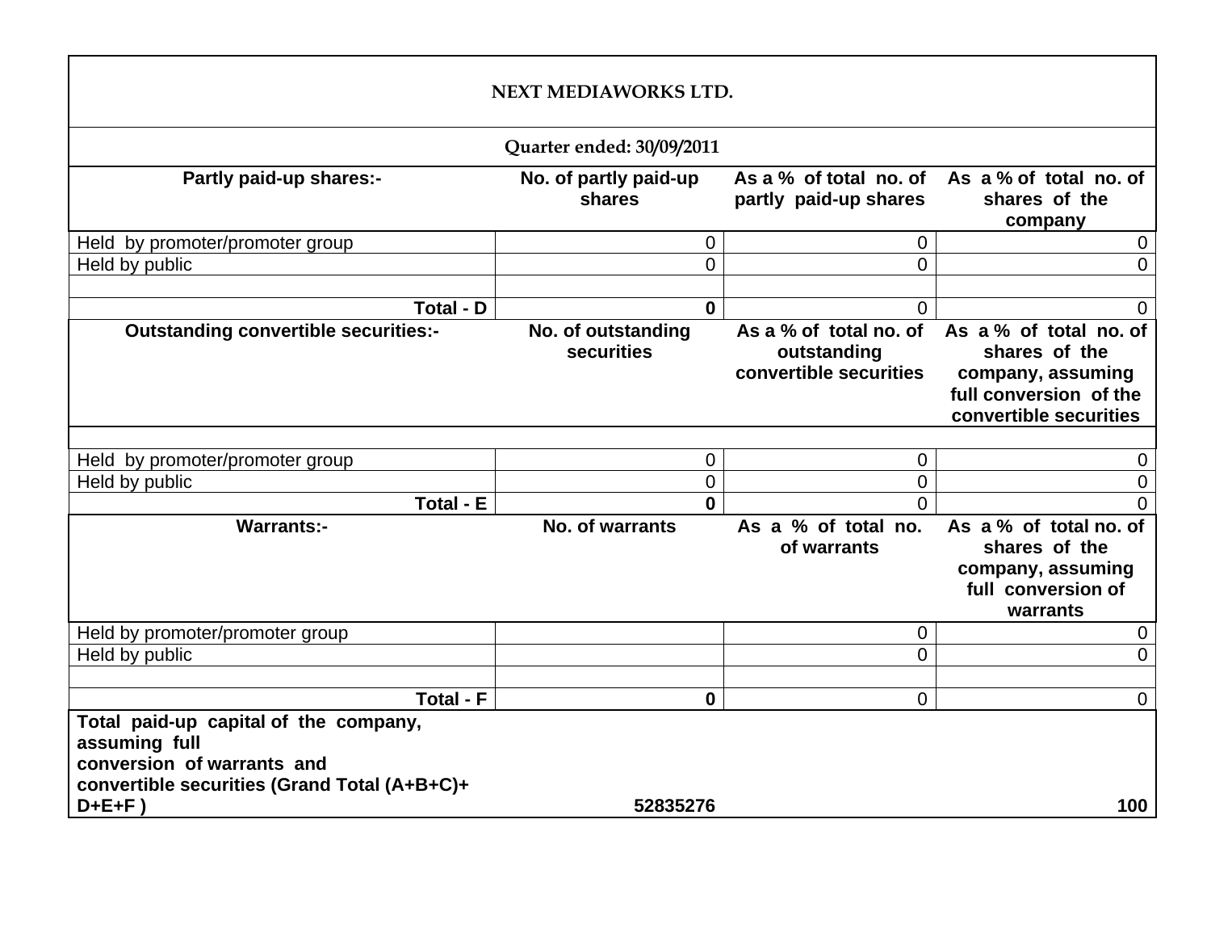# NEXT MEDIAWORKS LTD.

## Quarter ended: 30/09/2011

| Partly paid-up shares:- | No. of partly paid-up shares | As a % of total no. of partly paid-up shares | As a % of total no. of shares of the company |
|---|---|---|---|
| Held by promoter/promoter group | 0 | 0 | 0 |
| Held by public | 0 | 0 | 0 |
| | | | |
| **Total - D** | **0** | 0 | 0 |
| **Outstanding convertible securities:-** | **No. of outstanding securities** | **As a % of total no. of outstanding convertible securities** | **As a % of total no. of shares of the company, assuming full conversion of the convertible securities** |
| | | | |
| Held by promoter/promoter group | 0 | 0 | 0 |
| Held by public | 0 | 0 | 0 |
| **Total - E** | **0** | 0 | 0 |
| **Warrants:-** | **No. of warrants** | **As a % of total no. of warrants** | **As a % of total no. of shares of the company, assuming full conversion of warrants** |
| Held by promoter/promoter group | | 0 | 0 |
| Held by public | | 0 | 0 |
| | | | |
| **Total - F** | **0** | 0 | 0 |
| **Total paid-up capital of the company, assuming full conversion of warrants and convertible securities (Grand Total (A+B+C)+ D+E+F )** | **52835276** | | **100** |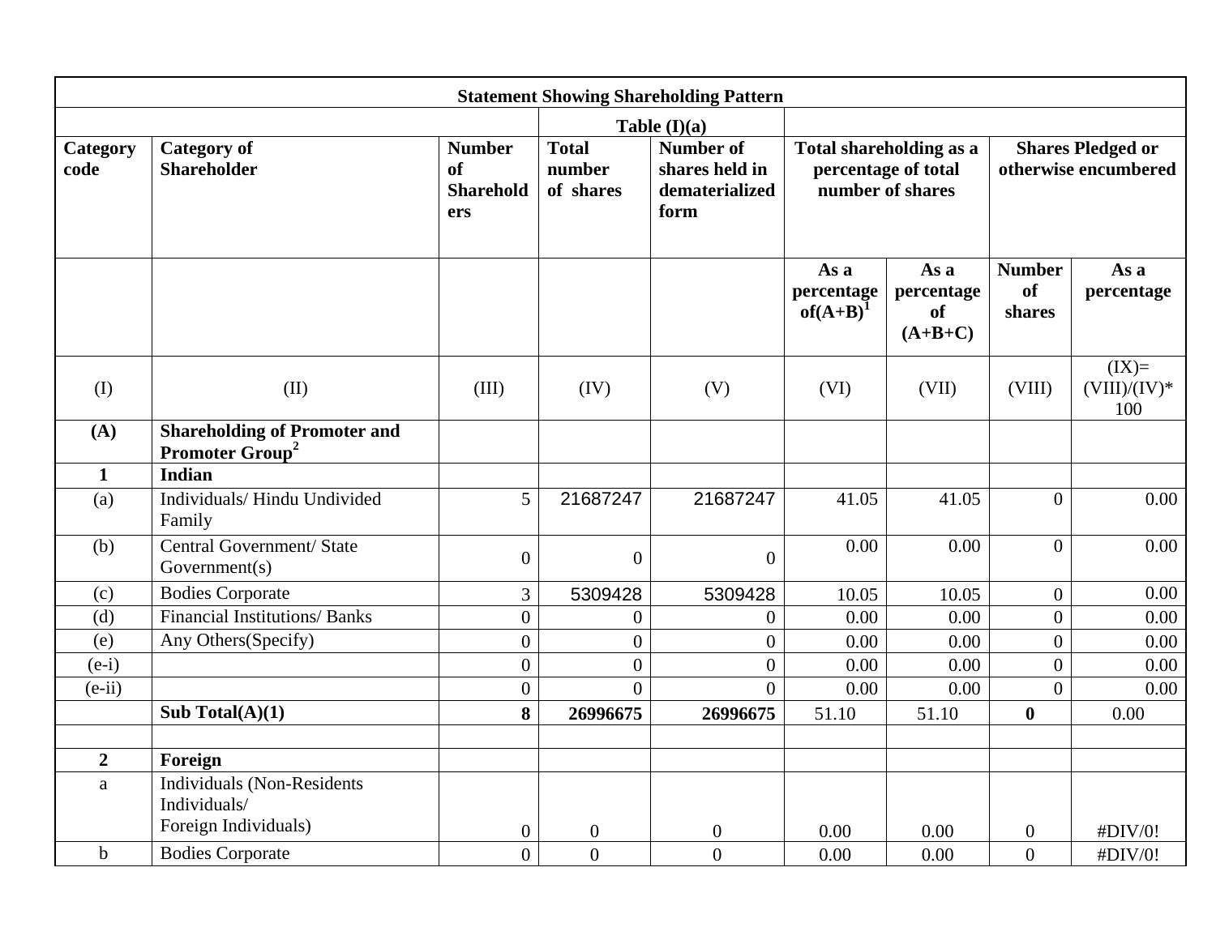| Statement Showing Shareholding Pattern | | | | | | | | |
|---|---|---|---|---|---|---|---|---|
| | | | Table (I)(a) | | | | | |
| **Category code** | **Category of Shareholder** | **Number of Shareholders** | **Total number of shares** | **Number of shares held in dematerialized form** | **Total shareholding as a percentage of total number of shares** | | **Shares Pledged or otherwise encumbered** | |
| | | | | | **As a percentage of(A+B)[1]** | **As a percentage of (A+B+C)** | **Number of shares** | **As a percentage** |
| (I) | (II) | (III) | (IV) | (V) | (VI) | (VII) | (VIII) | (IX)= (VIII)/(IV)*100 |
| **(A)** | **Shareholding of Promoter and Promoter Group[2]** | | | | | | | |
| **1** | **Indian** | | | | | | | |
| (a) | Individuals/ Hindu Undivided Family | 5 | 21687247 | 21687247 | 41.05 | 41.05 | 0 | 0.00 |
| (b) | Central Government/ State Government(s) | 0 | 0 | 0 | 0.00 | 0.00 | 0 | 0.00 |
| (c) | Bodies Corporate | 3 | 5309428 | 5309428 | 10.05 | 10.05 | 0 | 0.00 |
| (d) | Financial Institutions/ Banks | 0 | 0 | 0 | 0.00 | 0.00 | 0 | 0.00 |
| (e) | Any Others(Specify) | 0 | 0 | 0 | 0.00 | 0.00 | 0 | 0.00 |
| (e-i) | | 0 | 0 | 0 | 0.00 | 0.00 | 0 | 0.00 |
| (e-ii) | | 0 | 0 | 0 | 0.00 | 0.00 | 0 | 0.00 |
| | **Sub Total(A)(1)** | **8** | **26996675** | **26996675** | 51.10 | 51.10 | **0** | 0.00 |
| | | | | | | | | |
| **2** | **Foreign** | | | | | | | |
| a | Individuals (Non-Residents Individuals/ Foreign Individuals) | 0 | 0 | 0 | 0.00 | 0.00 | 0 | #DIV/0! |
| b | Bodies Corporate | 0 | 0 | 0 | 0.00 | 0.00 | 0 | #DIV/0! |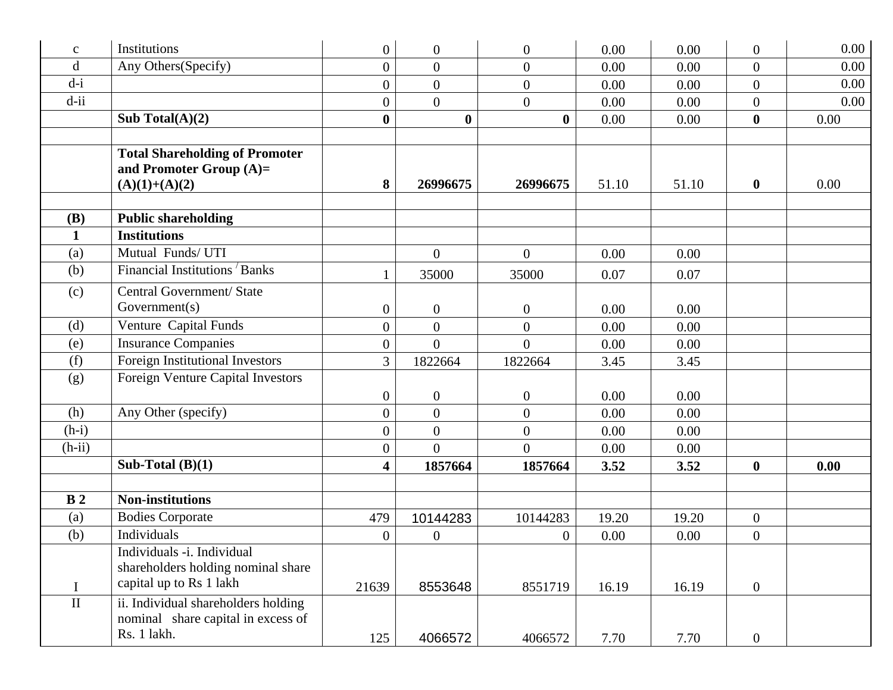| | | | | | | | | |
|---|---|---|---|---|---|---|---|---|
| c | Institutions | 0 | 0 | 0 | 0.00 | 0.00 | 0 | 0.00 |
| d | Any Others(Specify) | 0 | 0 | 0 | 0.00 | 0.00 | 0 | 0.00 |
| d-i | | 0 | 0 | 0 | 0.00 | 0.00 | 0 | 0.00 |
| d-ii | | 0 | 0 | 0 | 0.00 | 0.00 | 0 | 0.00 |
| | **Sub Total(A)(2)** | **0** | **0** | **0** | 0.00 | 0.00 | **0** | 0.00 |
| | | | | | | | | |
| | **Total Shareholding of Promoter and Promoter Group (A)= (A)(1)+(A)(2)** | **8** | **26996675** | **26996675** | 51.10 | 51.10 | **0** | 0.00 |
| | | | | | | | | |
| **(B)** | **Public shareholding** | | | | | | | |
| **1** | **Institutions** | | | | | | | |
| (a) | Mutual Funds/ UTI | | 0 | 0 | 0.00 | 0.00 | | |
| (b) | Financial Institutions / Banks | 1 | 35000 | 35000 | 0.07 | 0.07 | | |
| (c) | Central Government/ State Government(s) | 0 | 0 | 0 | 0.00 | 0.00 | | |
| (d) | Venture Capital Funds | 0 | 0 | 0 | 0.00 | 0.00 | | |
| (e) | Insurance Companies | 0 | 0 | 0 | 0.00 | 0.00 | | |
| (f) | Foreign Institutional Investors | 3 | 1822664 | 1822664 | 3.45 | 3.45 | | |
| (g) | Foreign Venture Capital Investors | 0 | 0 | 0 | 0.00 | 0.00 | | |
| (h) | Any Other (specify) | 0 | 0 | 0 | 0.00 | 0.00 | | |
| (h-i) | | 0 | 0 | 0 | 0.00 | 0.00 | | |
| (h-ii) | | 0 | 0 | 0 | 0.00 | 0.00 | | |
| | **Sub-Total (B)(1)** | **4** | **1857664** | **1857664** | **3.52** | **3.52** | **0** | **0.00** |
| | | | | | | | | |
| **B 2** | **Non-institutions** | | | | | | | |
| (a) | Bodies Corporate | 479 | 10144283 | 10144283 | 19.20 | 19.20 | 0 | |
| (b) | Individuals | 0 | 0 | 0 | 0.00 | 0.00 | 0 | |
| I | Individuals -i. Individual shareholders holding nominal share capital up to Rs 1 lakh | 21639 | 8553648 | 8551719 | 16.19 | 16.19 | 0 | |
| II | ii. Individual shareholders holding nominal share capital in excess of Rs. 1 lakh. | 125 | 4066572 | 4066572 | 7.70 | 7.70 | 0 | |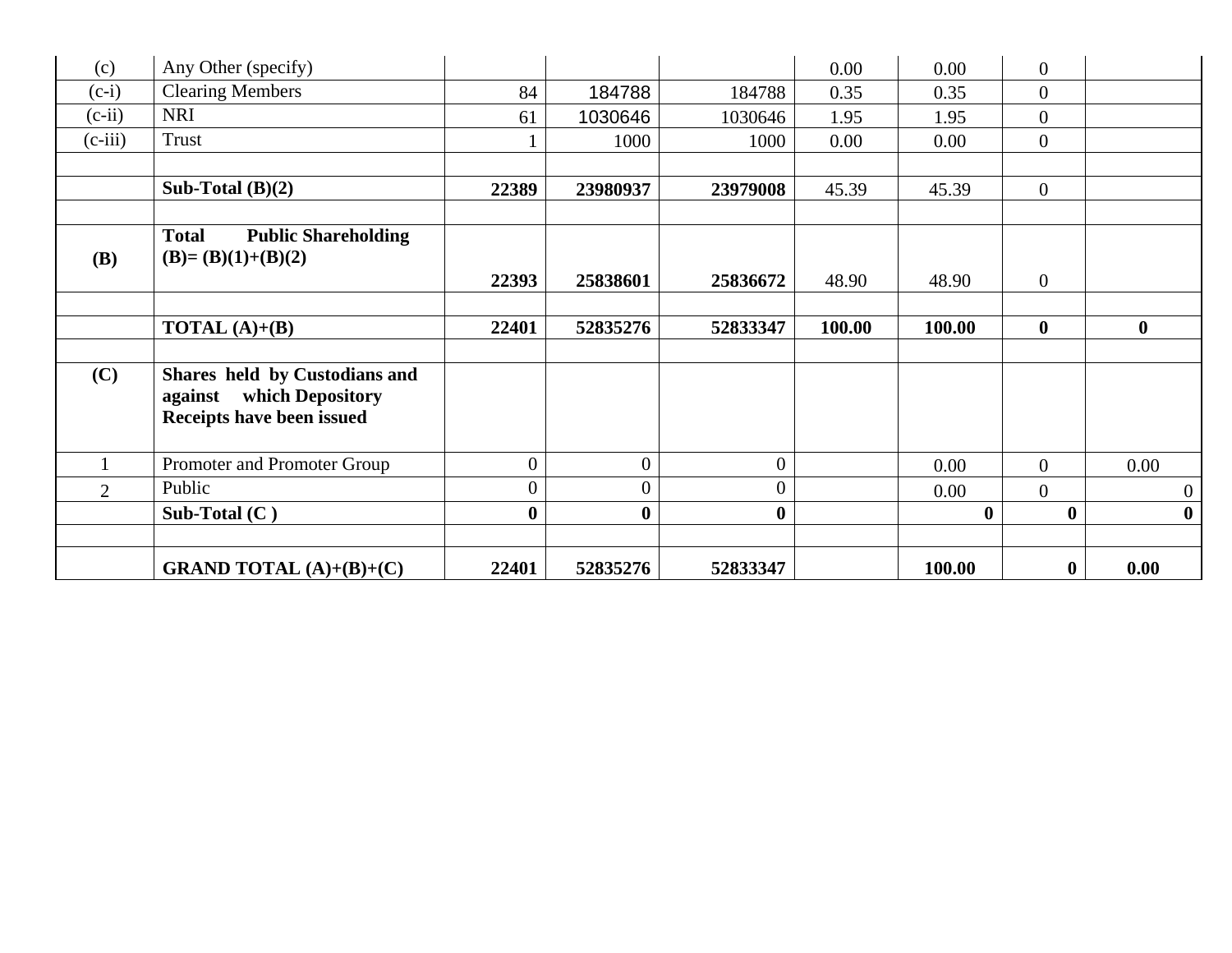| (c) | Any Other (specify) | | | | 0.00 | 0.00 | 0 | |
|---|---|---|---|---|---|---|---|---|
| (c-i) | Clearing Members | 84 | 184788 | 184788 | 0.35 | 0.35 | 0 | |
| (c-ii) | NRI | 61 | 1030646 | 1030646 | 1.95 | 1.95 | 0 | |
| (c-iii) | Trust | 1 | 1000 | 1000 | 0.00 | 0.00 | 0 | |
| | | | | | | | | |
| | **Sub-Total (B)(2)** | **22389** | **23980937** | **23979008** | 45.39 | 45.39 | 0 | |
| | | | | | | | | |
| **(B)** | **Total Public Shareholding (B)= (B)(1)+(B)(2)** | **22393** | **25838601** | **25836672** | 48.90 | 48.90 | 0 | |
| | | | | | | | | |
| | **TOTAL (A)+(B)** | **22401** | **52835276** | **52833347** | **100.00** | **100.00** | **0** | **0** |
| | | | | | | | | |
| **(C)** | **Shares held by Custodians and against which Depository Receipts have been issued** | | | | | | | |
| 1 | Promoter and Promoter Group | 0 | 0 | 0 | | 0.00 | 0 | 0.00 |
| 2 | Public | 0 | 0 | 0 | | 0.00 | 0 | 0 |
| | **Sub-Total (C )** | **0** | **0** | **0** | | **0** | **0** | **0** |
| | | | | | | | | |
| | **GRAND TOTAL (A)+(B)+(C)** | **22401** | **52835276** | **52833347** | | **100.00** | **0** | **0.00** |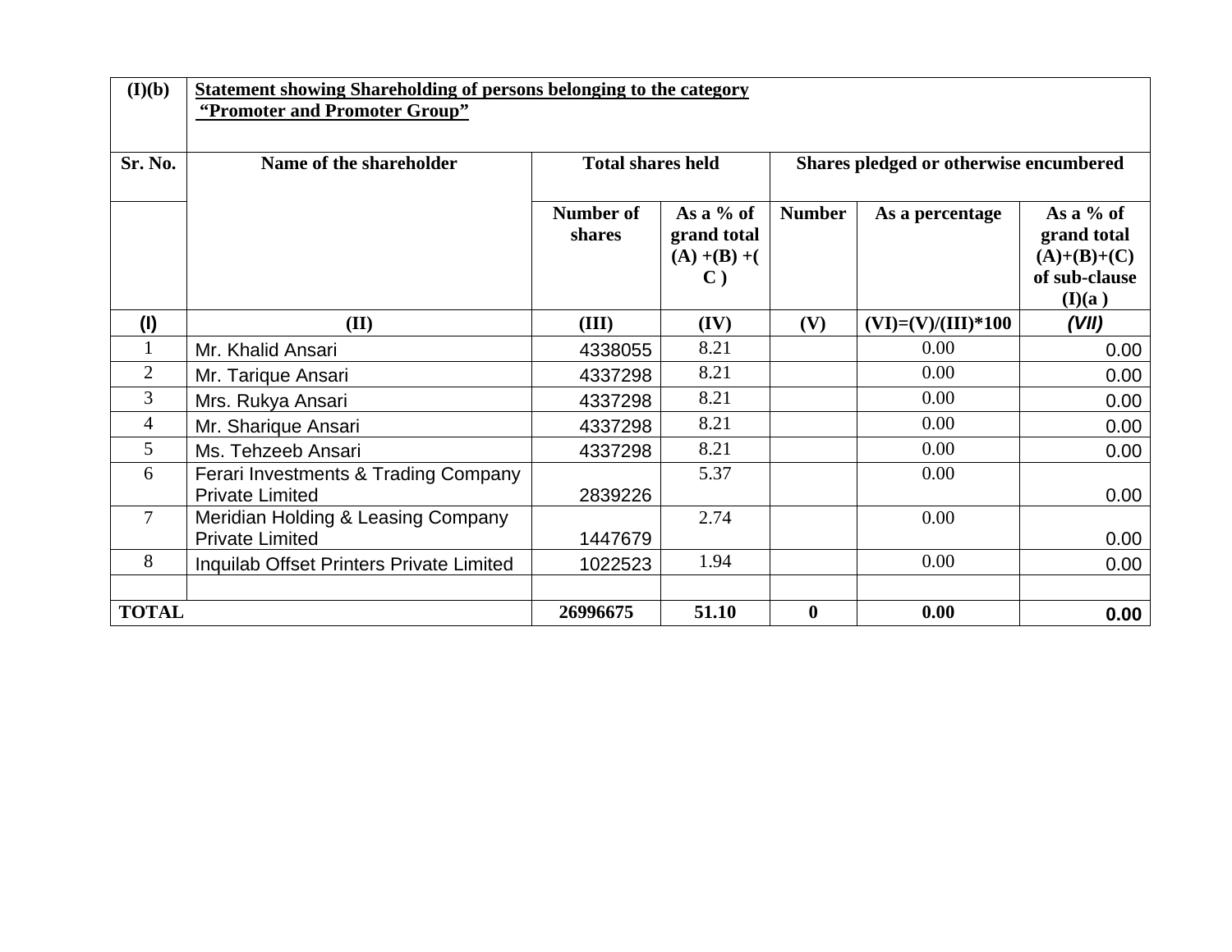| (I)(b) | **Statement showing Shareholding of persons belonging to the category “Promoter and Promoter Group”** | | | | | |
|---|---|---|---|---|---|---|
| **Sr. No.** | **Name of the shareholder** | **Total shares held** | | **Shares pledged or otherwise encumbered** | | |
| | | **Number of shares** | **As a % of grand total (A) +(B) +( C )** | **Number** | **As a percentage** | **As a % of grand total (A)+(B)+(C) of sub-clause (I)(a )** |
| **(I)** | **(II)** | **(III)** | **(IV)** | **(V)** | **(VI)=(V)/(III)*100** | ***(VII)*** |
| 1 | Mr. Khalid Ansari | 4338055 | 8.21 | | 0.00 | 0.00 |
| 2 | Mr. Tarique Ansari | 4337298 | 8.21 | | 0.00 | 0.00 |
| 3 | Mrs. Rukya Ansari | 4337298 | 8.21 | | 0.00 | 0.00 |
| 4 | Mr. Sharique Ansari | 4337298 | 8.21 | | 0.00 | 0.00 |
| 5 | Ms. Tehzeeb Ansari | 4337298 | 8.21 | | 0.00 | 0.00 |
| 6 | Ferari Investments & Trading Company Private Limited | 2839226 | 5.37 | | 0.00 | 0.00 |
| 7 | Meridian Holding & Leasing Company Private Limited | 1447679 | 2.74 | | 0.00 | 0.00 |
| 8 | Inquilab Offset Printers Private Limited | 1022523 | 1.94 | | 0.00 | 0.00 |
| | | | | | | |
| **TOTAL** | | **26996675** | **51.10** | **0** | **0.00** | **0.00** |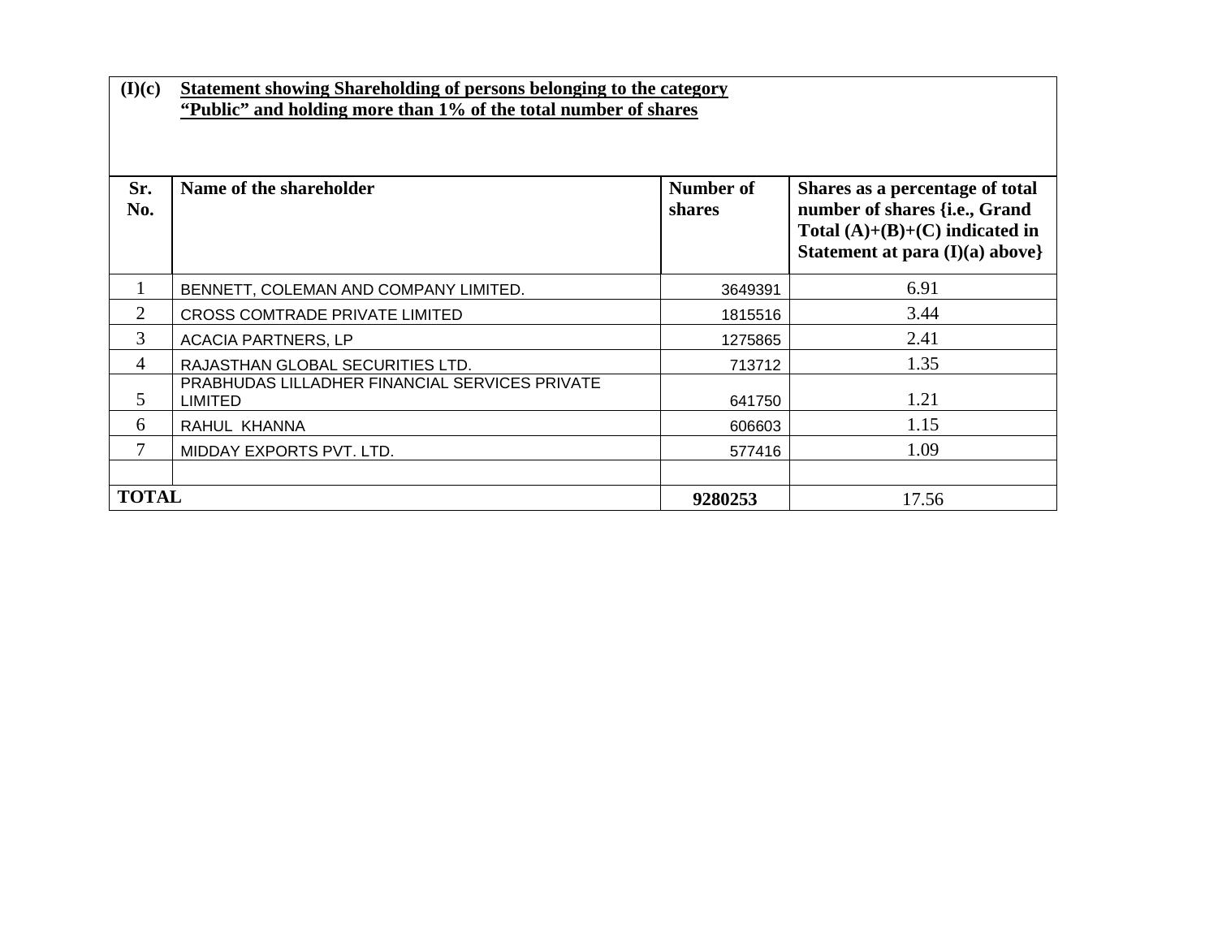**(I)(c) Statement showing Shareholding of persons belonging to the category "Public" and holding more than 1% of the total number of shares**

| Sr. No. | Name of the shareholder | Number of shares | Shares as a percentage of total number of shares {i.e., Grand Total (A)+(B)+(C) indicated in Statement at para (I)(a) above} |
|---|---|---|---|
| 1 | BENNETT, COLEMAN AND COMPANY LIMITED. | 3649391 | 6.91 |
| 2 | CROSS COMTRADE PRIVATE LIMITED | 1815516 | 3.44 |
| 3 | ACACIA PARTNERS, LP | 1275865 | 2.41 |
| 4 | RAJASTHAN GLOBAL SECURITIES LTD. | 713712 | 1.35 |
| 5 | PRABHUDAS LILLADHER FINANCIAL SERVICES PRIVATE LIMITED | 641750 | 1.21 |
| 6 | RAHUL KHANNA | 606603 | 1.15 |
| 7 | MIDDAY EXPORTS PVT. LTD. | 577416 | 1.09 |
| | | | |
| **TOTAL** | | **9280253** | 17.56 |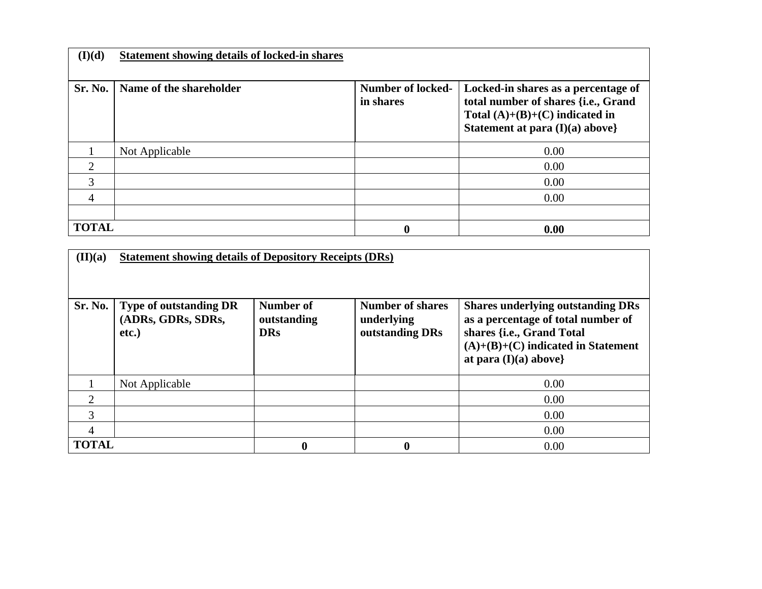| (I)(d) | Statement showing details of locked-in shares | | |
|---|---|---|---|
| **Sr. No.** | **Name of the shareholder** | **Number of locked-in shares** | **Locked-in shares as a percentage of total number of shares {i.e., Grand Total (A)+(B)+(C) indicated in Statement at para (I)(a) above}** |
| 1 | Not Applicable | | 0.00 |
| 2 | | | 0.00 |
| 3 | | | 0.00 |
| 4 | | | 0.00 |
| | | | |
| **TOTAL** | | **0** | **0.00** |

| (II)(a) | Statement showing details of Depository Receipts (DRs) | | | |
|---|---|---|---|---|
| **Sr. No.** | **Type of outstanding DR (ADRs, GDRs, SDRs, etc.)** | **Number of outstanding DRs** | **Number of shares underlying outstanding DRs** | **Shares underlying outstanding DRs as a percentage of total number of shares {i.e., Grand Total (A)+(B)+(C) indicated in Statement at para (I)(a) above}** |
| 1 | Not Applicable | | | 0.00 |
| 2 | | | | 0.00 |
| 3 | | | | 0.00 |
| 4 | | | | 0.00 |
| **TOTAL** | | **0** | **0** | 0.00 |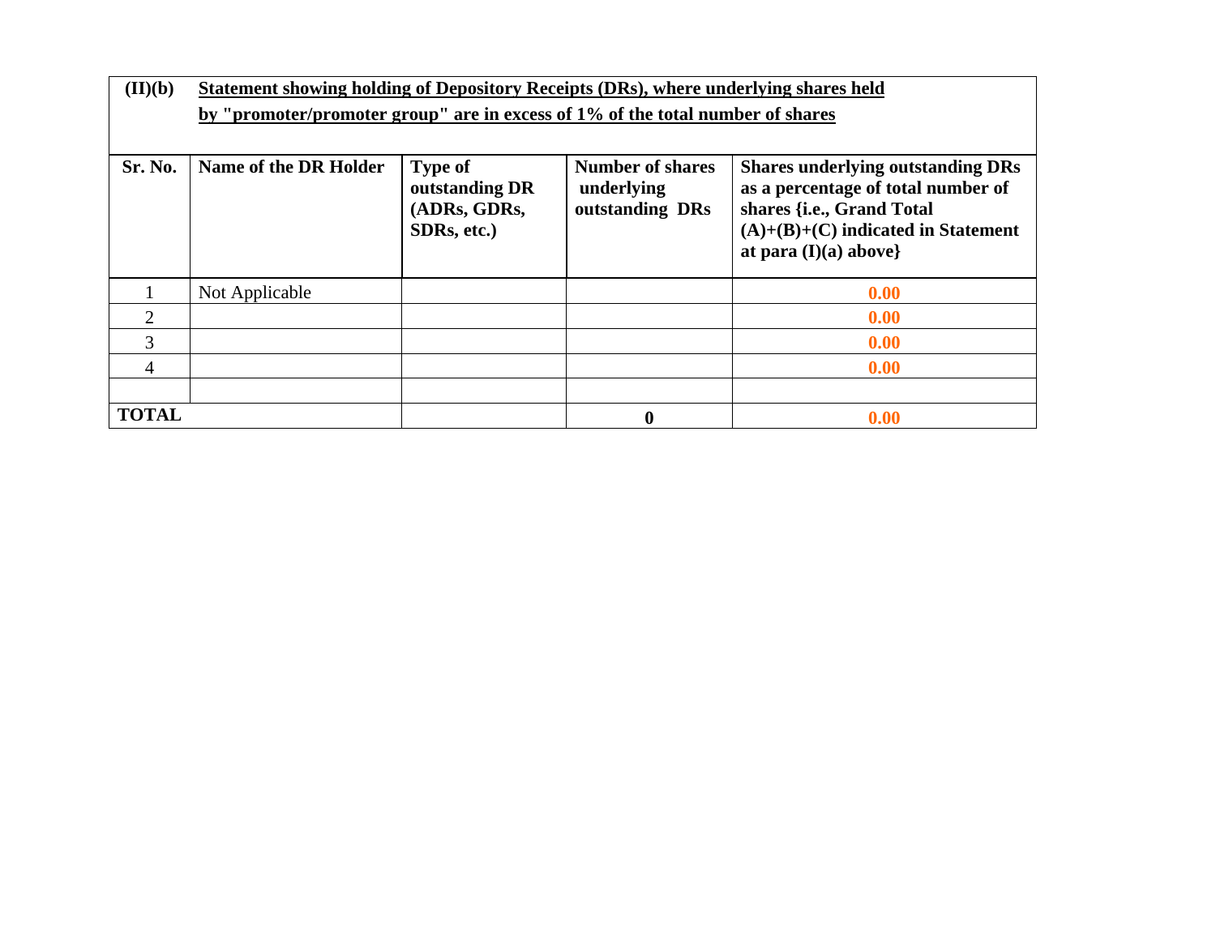**(II)(b)** **Statement showing holding of Depository Receipts (DRs), where underlying shares held by "promoter/promoter group" are in excess of 1% of the total number of shares**

| Sr. No. | Name of the DR Holder | Type of outstanding DR (ADRs, GDRs, SDRs, etc.) | Number of shares underlying outstanding DRs | Shares underlying outstanding DRs as a percentage of total number of shares {i.e., Grand Total (A)+(B)+(C) indicated in Statement at para (I)(a) above} |
|---|---|---|---|---|
| 1 | Not Applicable | | | 0.00 |
| 2 | | | | 0.00 |
| 3 | | | | 0.00 |
| 4 | | | | 0.00 |
| | | | | |
| **TOTAL** | | | **0** | **0.00** |